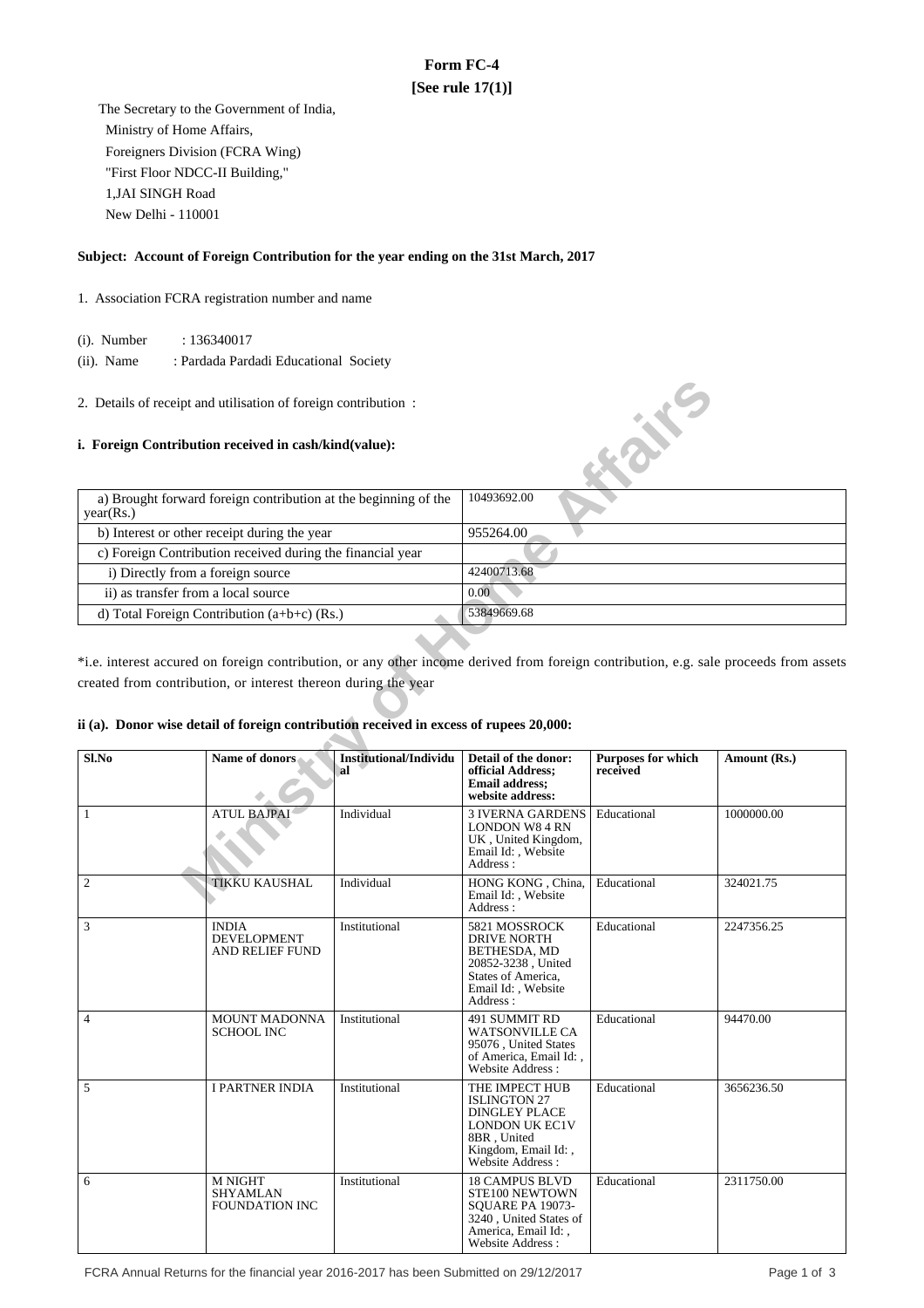# Form FC-4

**[See rule 17(1)]**

The Secretary to the Government of India,
Ministry of Home Affairs,
Foreigners Division (FCRA Wing)
"First Floor NDCC-II Building,"
1,JAI SINGH Road
New Delhi - 110001

**Subject: Account of Foreign Contribution for the year ending on the 31st March, 2017**

1. Association FCRA registration number and name

(i). Number : 136340017

(ii). Name : Pardada Pardadi Educational Society

2. Details of receipt and utilisation of foreign contribution :

**i. Foreign Contribution received in cash/kind(value):**

| | |
|---|---|
| a) Brought forward foreign contribution at the beginning of the year(Rs.) | 10493692.00 |
| b) Interest or other receipt during the year | 955264.00 |
| c) Foreign Contribution received during the financial year | |
| i) Directly from a foreign source | 42400713.68 |
| ii) as transfer from a local source | 0.00 |
| d) Total Foreign Contribution (a+b+c) (Rs.) | 53849669.68 |

*i.e. interest accured on foreign contribution, or any other income derived from foreign contribution, e.g. sale proceeds from assets created from contribution, or interest thereon during the year

**ii (a). Donor wise detail of foreign contribution received in excess of rupees 20,000:**

| Sl.No | Name of donors | Institutional/Individual | Detail of the donor: official Address; Email address; website address: | Purposes for which received | Amount (Rs.) |
|---|---|---|---|---|---|
| 1 | ATUL BAJPAI | Individual | 3 IVERNA GARDENS LONDON W8 4 RN UK , United Kingdom, Email Id: , Website Address : | Educational | 1000000.00 |
| 2 | TIKKU KAUSHAL | Individual | HONG KONG , China, Email Id: , Website Address : | Educational | 324021.75 |
| 3 | INDIA DEVELOPMENT AND RELIEF FUND | Institutional | 5821 MOSSROCK DRIVE NORTH BETHESDA, MD 20852-3238 , United States of America, Email Id: , Website Address : | Educational | 2247356.25 |
| 4 | MOUNT MADONNA SCHOOL INC | Institutional | 491 SUMMIT RD WATSONVILLE CA 95076 , United States of America, Email Id: , Website Address : | Educational | 94470.00 |
| 5 | I PARTNER INDIA | Institutional | THE IMPACT HUB ISLINGTON 27 DINGLEY PLACE LONDON UK EC1V 8BR , United Kingdom, Email Id: , Website Address : | Educational | 3656236.50 |
| 6 | M NIGHT SHYAMLAN FOUNDATION INC | Institutional | 18 CAMPUS BLVD STE100 NEWTOWN SQUARE PA 19073-3240 , United States of America, Email Id: , Website Address : | Educational | 2311750.00 |

FCRA Annual Returns for the financial year 2016-2017 has been Submitted on 29/12/2017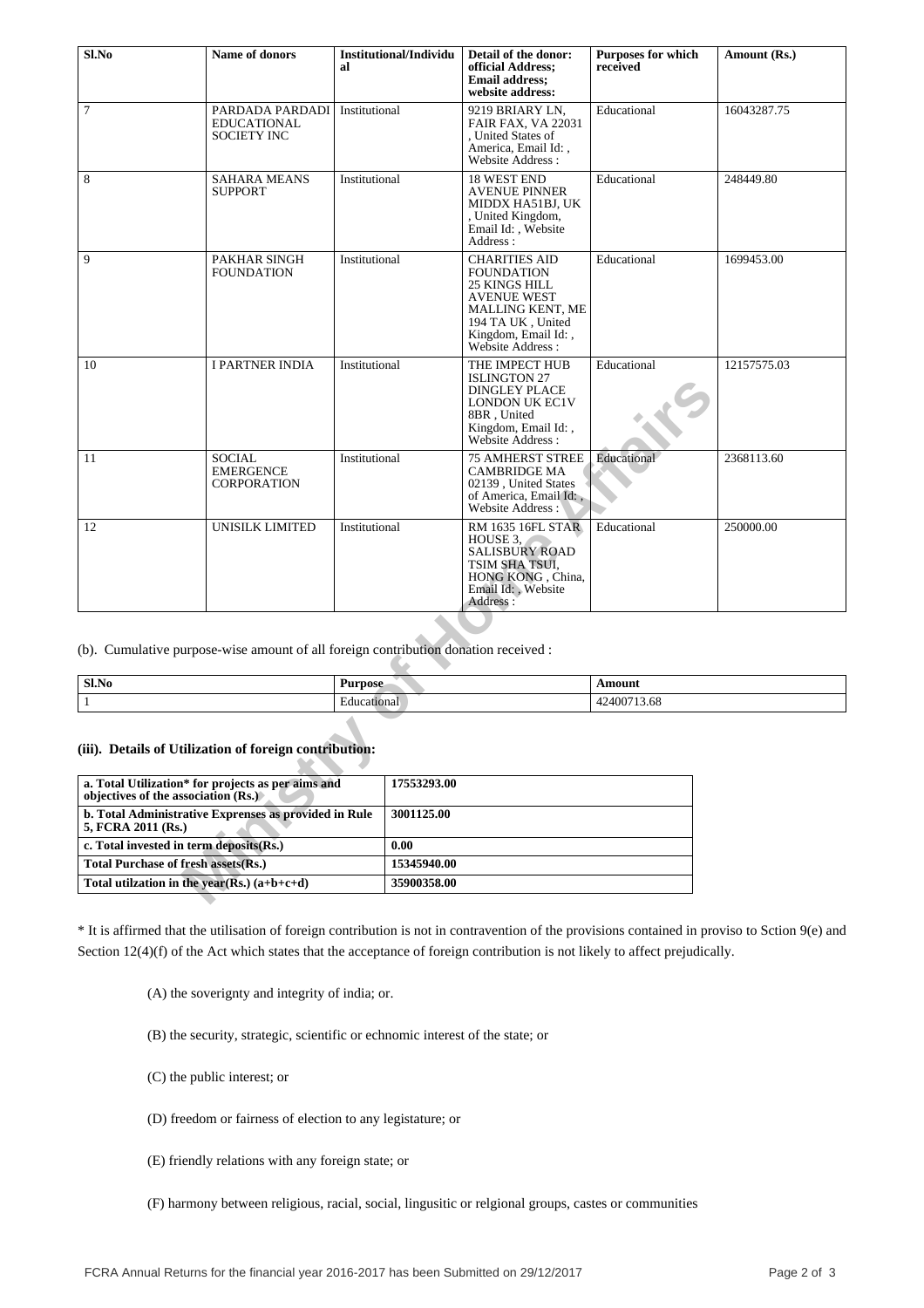| Sl.No | Name of donors | Institutional/Individual | Detail of the donor: official Address; Email address; website address: | Purposes for which received | Amount (Rs.) |
|---|---|---|---|---|---|
| 7 | PARDADA PARDADI EDUCATIONAL SOCIETY INC | Institutional | 9219 BRIARY LN, FAIR FAX, VA 22031 , United States of America, Email Id: , Website Address : | Educational | 16043287.75 |
| 8 | SAHARA MEANS SUPPORT | Institutional | 18 WEST END AVENUE PINNER MIDDX HA51BJ, UK , United Kingdom, Email Id: , Website Address : | Educational | 248449.80 |
| 9 | PAKHAR SINGH FOUNDATION | Institutional | CHARITIES AID FOUNDATION 25 KINGS HILL AVENUE WEST MALLING KENT, ME 194 TA UK , United Kingdom, Email Id: , Website Address : | Educational | 1699453.00 |
| 10 | I PARTNER INDIA | Institutional | THE IMPECT HUB ISLINGTON 27 DINGLEY PLACE LONDON UK EC1V 8BR , United Kingdom, Email Id: , Website Address : | Educational | 12157575.03 |
| 11 | SOCIAL EMERGENCE CORPORATION | Institutional | 75 AMHERST STREE CAMBRIDGE MA 02139 , United States of America, Email Id: , Website Address : | Educational | 2368113.60 |
| 12 | UNISILK LIMITED | Institutional | RM 1635 16FL STAR HOUSE 3, SALISBURY ROAD TSIM SHA TSUI, HONG KONG , China, Email Id: , Website Address : | Educational | 250000.00 |

(b). Cumulative purpose-wise amount of all foreign contribution donation received :

| Sl.No | Purpose | Amount |
|---|---|---|
| 1 | Educational | 42400713.68 |

### (iii). Details of Utilization of foreign contribution:

| | |
|---|---|
| **a. Total Utilization* for projects as per aims and objectives of the association (Rs.)** | **17553293.00** |
| **b. Total Administrative Exprenses as provided in Rule 5, FCRA 2011 (Rs.)** | **3001125.00** |
| **c. Total invested in term deposits(Rs.)** | **0.00** |
| **Total Purchase of fresh assets(Rs.)** | **15345940.00** |
| **Total utilzation in the year(Rs.) (a+b+c+d)** | **35900358.00** |

* It is affirmed that the utilisation of foreign contribution is not in contravention of the provisions contained in proviso to Sction 9(e) and Section 12(4)(f) of the Act which states that the acceptance of foreign contribution is not likely to affect prejudically.

(A) the soverignty and integrity of india; or.

(B) the security, strategic, scientific or echnomic interest of the state; or

(C) the public interest; or

(D) freedom or fairness of election to any legistature; or

(E) friendly relations with any foreign state; or

(F) harmony between religious, racial, social, lingusitic or relgional groups, castes or communities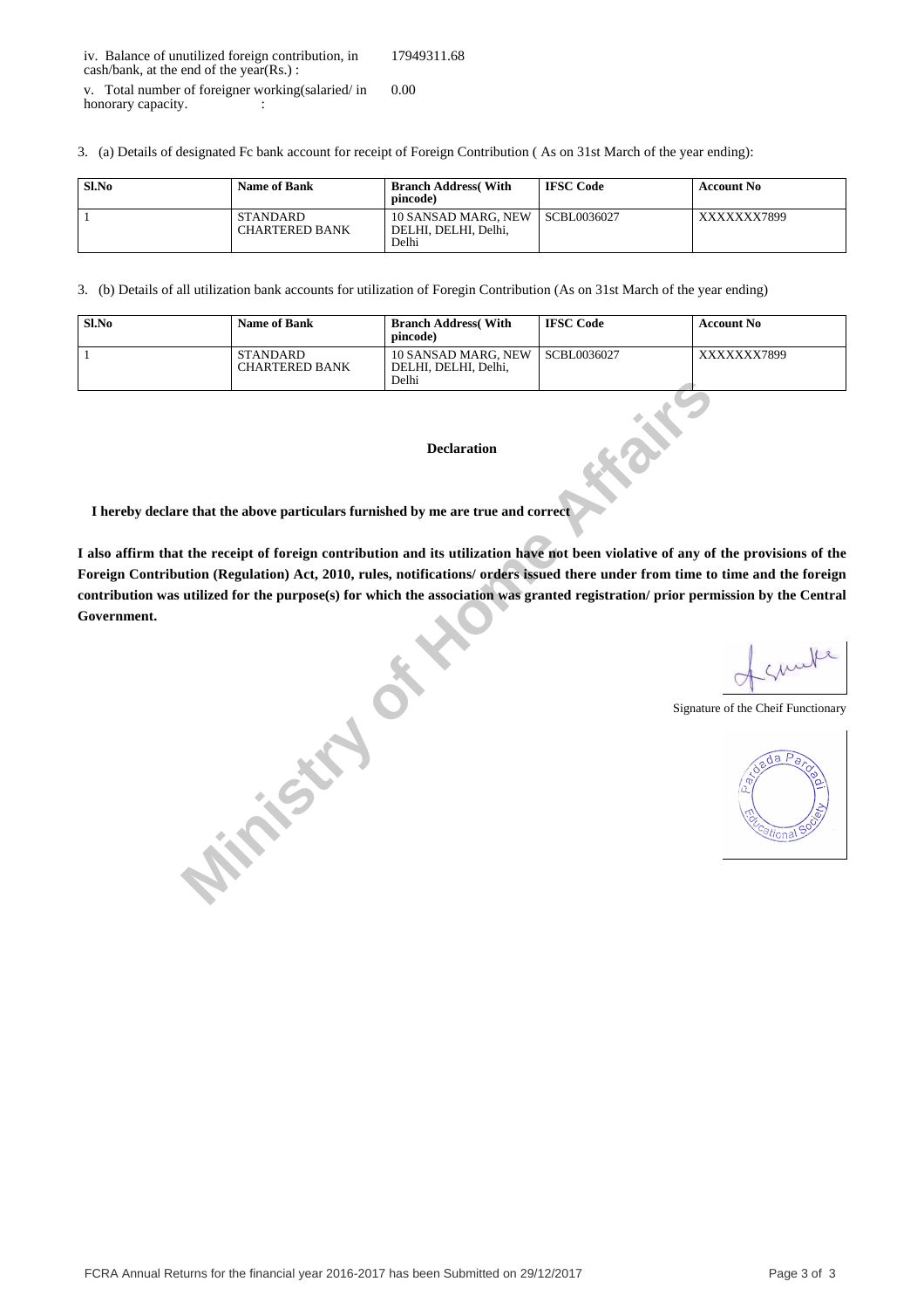iv. Balance of unutilized foreign contribution, in cash/bank, at the end of the year(Rs.) : 17949311.68

v. Total number of foreigner working(salaried/ in honorary capacity. : 0.00

3. (a) Details of designated Fc bank account for receipt of Foreign Contribution ( As on 31st March of the year ending):

| Sl.No | Name of Bank | Branch Address( With pincode) | IFSC Code | Account No |
|---|---|---|---|---|
| 1 | STANDARD CHARTERED BANK | 10 SANSAD MARG, NEW DELHI, DELHI, Delhi, Delhi | SCBL0036027 | XXXXXXX7899 |

3. (b) Details of all utilization bank accounts for utilization of Foregin Contribution (As on 31st March of the year ending)

| Sl.No | Name of Bank | Branch Address( With pincode) | IFSC Code | Account No |
|---|---|---|---|---|
| 1 | STANDARD CHARTERED BANK | 10 SANSAD MARG, NEW DELHI, DELHI, Delhi, Delhi | SCBL0036027 | XXXXXXX7899 |

**Declaration**

**I hereby declare that the above particulars furnished by me are true and correct**

**I also affirm that the receipt of foreign contribution and its utilization have not been violative of any of the provisions of the Foreign Contribution (Regulation) Act, 2010, rules, notifications/ orders issued there under from time to time and the foreign contribution was utilized for the purpose(s) for which the association was granted registration/ prior permission by the Central Government.**

Signature of the Cheif Functionary

Pardada Pardadi Educational Society

FCRA Annual Returns for the financial year 2016-2017 has been Submitted on 29/12/2017